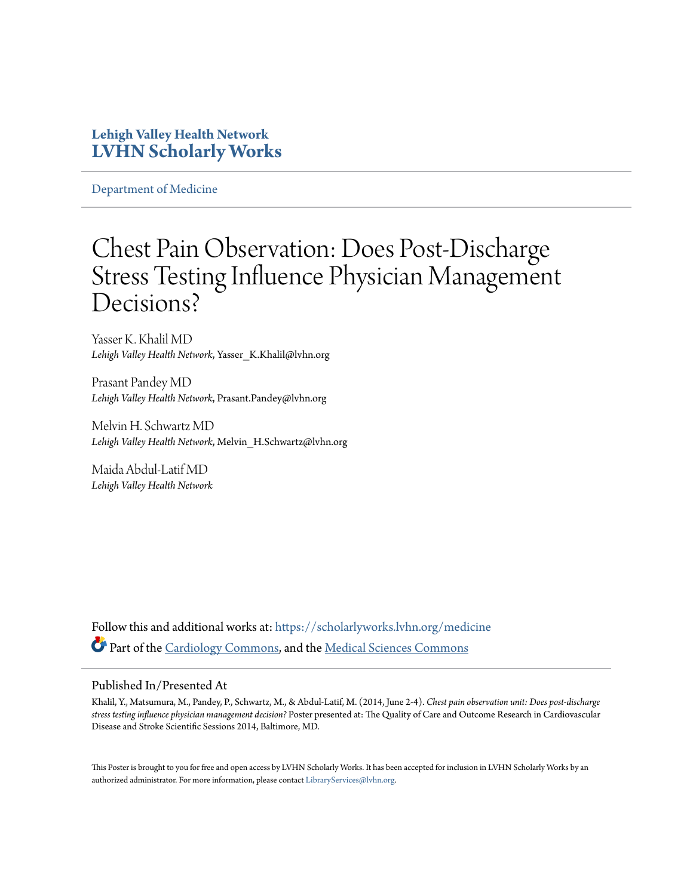**Lehigh Valley Health Network**
**LVHN Scholarly Works**

Department of Medicine

# Chest Pain Observation: Does Post-Discharge Stress Testing Influence Physician Management Decisions?

Yasser K. Khalil MD
*Lehigh Valley Health Network*, Yasser_K.Khalil@lvhn.org

Prasant Pandey MD
*Lehigh Valley Health Network*, Prasant.Pandey@lvhn.org

Melvin H. Schwartz MD
*Lehigh Valley Health Network*, Melvin_H.Schwartz@lvhn.org

Maida Abdul-Latif MD
*Lehigh Valley Health Network*

Follow this and additional works at: https://scholarlyworks.lvhn.org/medicine

Part of the Cardiology Commons, and the Medical Sciences Commons

## Published In/Presented At

Khalil, Y., Matsumura, M., Pandey, P., Schwartz, M., & Abdul-Latif, M. (2014, June 2-4). *Chest pain observation unit: Does post-discharge stress testing influence physician management decision?* Poster presented at: The Quality of Care and Outcome Research in Cardiovascular Disease and Stroke Scientific Sessions 2014, Baltimore, MD.

This Poster is brought to you for free and open access by LVHN Scholarly Works. It has been accepted for inclusion in LVHN Scholarly Works by an authorized administrator. For more information, please contact LibraryServices@lvhn.org.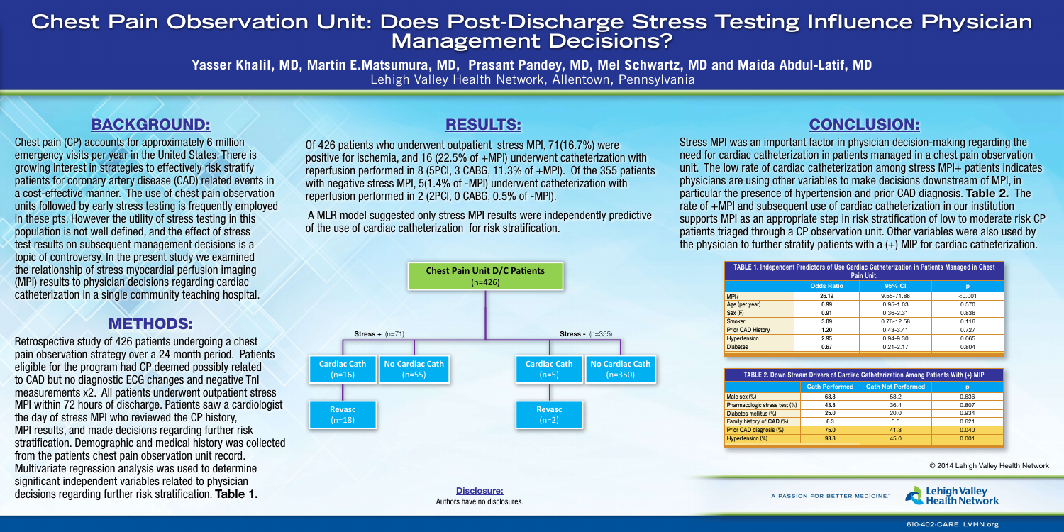# Chest Pain Observation Unit: Does Post-Discharge Stress Testing Influence Physician Management Decisions?

**Yasser Khalil, MD, Martin E.Matsumura, MD, Prasant Pandey, MD, Mel Schwartz, MD and Maida Abdul-Latif, MD**

Lehigh Valley Health Network, Allentown, Pennsylvania

## BACKGROUND:

Chest pain (CP) accounts for approximately 6 million emergency visits per year in the United States. There is growing interest in strategies to effectively risk stratify patients for coronary artery disease (CAD) related events in a cost-effective manner. The use of chest pain observation units followed by early stress testing is frequently employed in these pts. However the utility of stress testing in this population is not well defined, and the effect of stress test results on subsequent management decisions is a topic of controversy. In the present study we examined the relationship of stress myocardial perfusion imaging (MPI) results to physician decisions regarding cardiac catheterization in a single community teaching hospital.

## METHODS:

Retrospective study of 426 patients undergoing a chest pain observation strategy over a 24 month period. Patients eligible for the program had CP deemed possibly related to CAD but no diagnostic ECG changes and negative TnI measurements x2. All patients underwent outpatient stress MPI within 72 hours of discharge. Patients saw a cardiologist the day of stress MPI who reviewed the CP history, MPI results, and made decisions regarding further risk stratification. Demographic and medical history was collected from the patients chest pain observation unit record. Multivariate regression analysis was used to determine significant independent variables related to physician decisions regarding further risk stratification. **Table 1.**

## RESULTS:

Of 426 patients who underwent outpatient stress MPI, 71(16.7%) were positive for ischemia, and 16 (22.5% of +MPI) underwent catheterization with reperfusion performed in 8 (5PCI, 3 CABG, 11.3% of +MPI). Of the 355 patients with negative stress MPI, 5(1.4% of -MPI) underwent catheterization with reperfusion performed in 2 (2PCI, 0 CABG, 0.5% of -MPI).

A MLR model suggested only stress MPI results were independently predictive of the use of cardiac catheterization for risk stratification.

Chest Pain Unit D/C Patients (n=426)

Stress + (n=71)

Stress - (n=355)

Cardiac Cath (n=16)

No Cardiac Cath (n=55)

Cardiac Cath (n=5)

No Cardiac Cath (n=350)

Revasc (n=18)

Revasc (n=2)

**Disclosure:**
Authors have no disclosures.

## CONCLUSION:

Stress MPI was an important factor in physician decision-making regarding the need for cardiac catheterization in patients managed in a chest pain observation unit. The low rate of cardiac catheterization among stress MPI+ patients indicates physicians are using other variables to make decisions downstream of MPI, in particular the presence of hypertension and prior CAD diagnosis. **Table 2.** The rate of +MPI and subsequent use of cardiac catheterization in our institution supports MPI as an appropriate step in risk stratification of low to moderate risk CP patients triaged through a CP observation unit. Other variables were also used by the physician to further stratify patients with a (+) MIP for cardiac catheterization.

**TABLE 1. Independent Predictors of Use Cardiac Catheterization in Patients Managed in Chest Pain Unit.**

| | Odds Ratio | 95% CI | p |
|---|---|---|---|
| MPI+ | 26.19 | 9.55-71.86 | <0.001 |
| Age (per year) | 0.99 | 0.95-1.03 | 0.570 |
| Sex (F) | 0.91 | 0.36-2.31 | 0.836 |
| Smoker | 3.09 | 0.76-12.58 | 0.116 |
| Prior CAD History | 1.20 | 0.43-3.41 | 0.727 |
| Hypertension | 2.95 | 0.94-9.30 | 0.065 |
| Diabetes | 0.67 | 0.21-2.17 | 0.804 |

**TABLE 2. Down Stream Drivers of Cardiac Catheterization Among Patients With (+) MIP**

| | Cath Performed | Cath Not Performed | p |
|---|---|---|---|
| Male sex (%) | 68.8 | 58.2 | 0.636 |
| Pharmacologic stress test (%) | 43.8 | 36.4 | 0.807 |
| Diabetes mellitus (%) | 25.0 | 20.0 | 0.934 |
| Family history of CAD (%) | 6.3 | 5.5 | 0.621 |
| Prior CAD diagnosis (%) | 75.0 | 41.8 | 0.040 |
| Hypertension (%) | 93.8 | 45.0 | 0.001 |

© 2014 Lehigh Valley Health Network

A PASSION FOR BETTER MEDICINE.™ Lehigh Valley Health Network

610-402-CARE LVHN.org